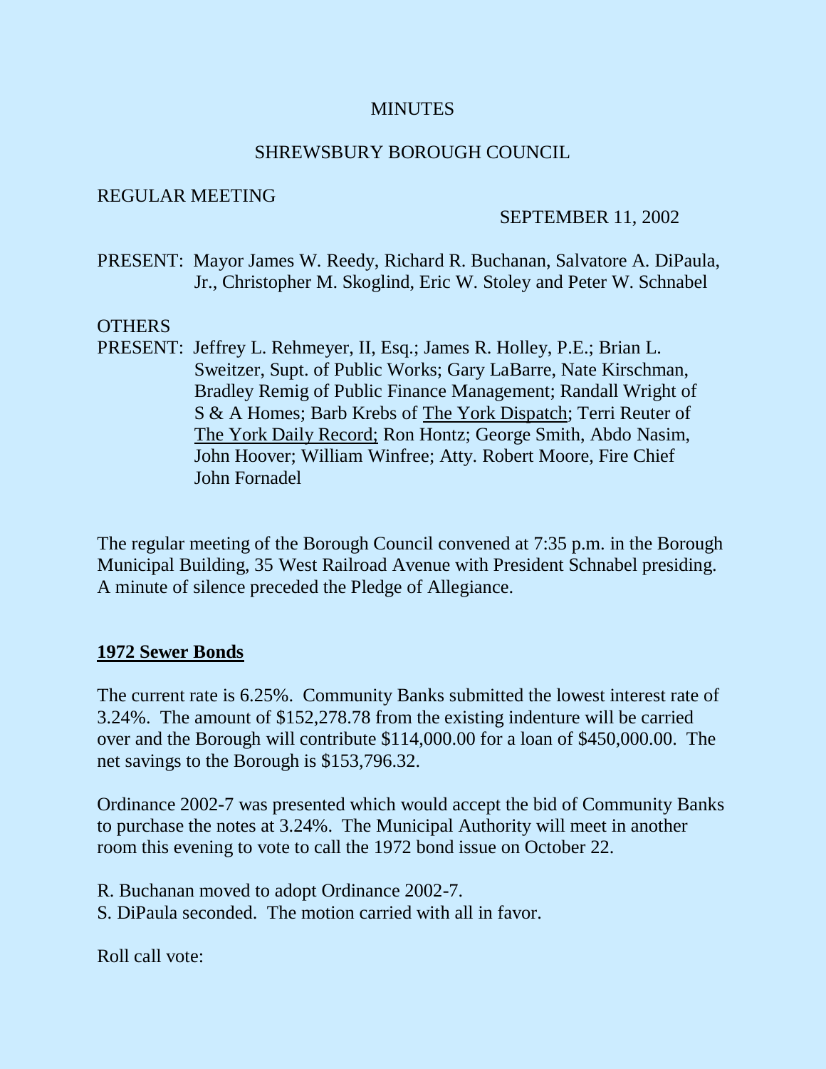MINUTES

SHREWSBURY BOROUGH COUNCIL

REGULAR MEETING

SEPTEMBER 11, 2002

PRESENT: Mayor James W. Reedy, Richard R. Buchanan, Salvatore A. DiPaula, Jr., Christopher M. Skoglind, Eric W. Stoley and Peter W. Schnabel

OTHERS PRESENT: Jeffrey L. Rehmeyer, II, Esq.; James R. Holley, P.E.; Brian L. Sweitzer, Supt. of Public Works; Gary LaBarre, Nate Kirschman, Bradley Remig of Public Finance Management; Randall Wright of S & A Homes; Barb Krebs of The York Dispatch; Terri Reuter of The York Daily Record; Ron Hontz; George Smith, Abdo Nasim, John Hoover; William Winfree; Atty. Robert Moore, Fire Chief John Fornadel

The regular meeting of the Borough Council convened at 7:35 p.m. in the Borough Municipal Building, 35 West Railroad Avenue with President Schnabel presiding. A minute of silence preceded the Pledge of Allegiance.

**1972 Sewer Bonds**

The current rate is 6.25%. Community Banks submitted the lowest interest rate of 3.24%. The amount of $152,278.78 from the existing indenture will be carried over and the Borough will contribute $114,000.00 for a loan of $450,000.00. The net savings to the Borough is $153,796.32.

Ordinance 2002-7 was presented which would accept the bid of Community Banks to purchase the notes at 3.24%. The Municipal Authority will meet in another room this evening to vote to call the 1972 bond issue on October 22.

R. Buchanan moved to adopt Ordinance 2002-7.
S. DiPaula seconded. The motion carried with all in favor.

Roll call vote: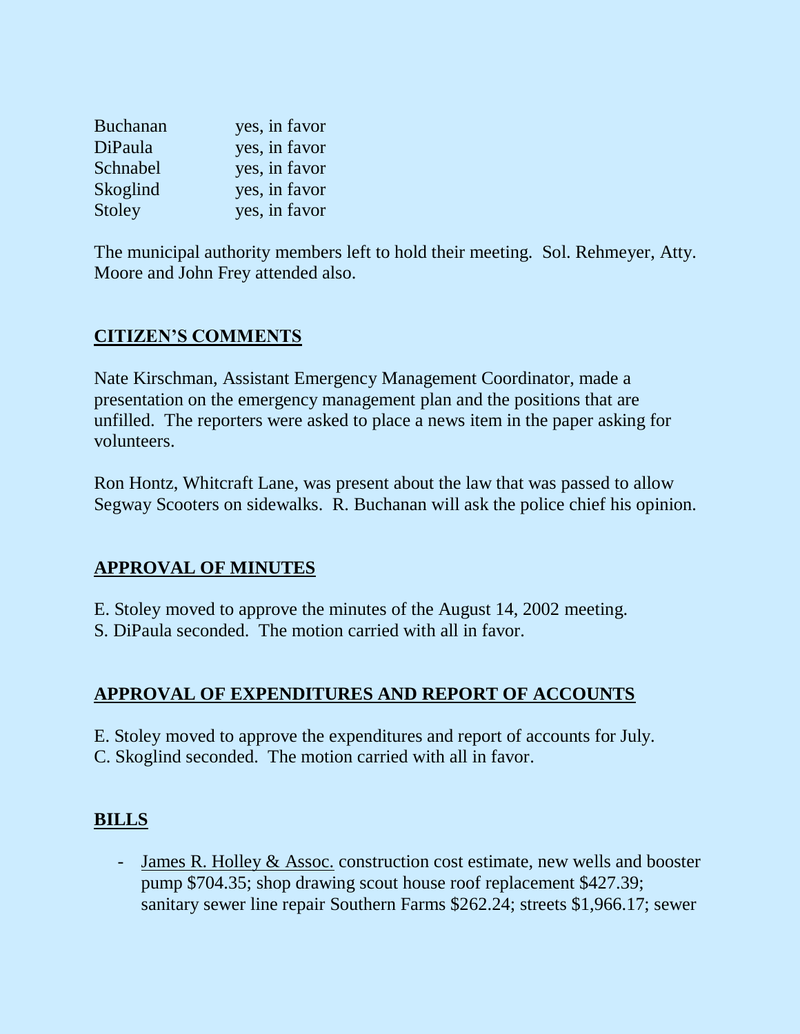| | |
|---|---|
| Buchanan | yes, in favor |
| DiPaula | yes, in favor |
| Schnabel | yes, in favor |
| Skoglind | yes, in favor |
| Stoley | yes, in favor |

The municipal authority members left to hold their meeting. Sol. Rehmeyer, Atty. Moore and John Frey attended also.

## CITIZEN'S COMMENTS

Nate Kirschman, Assistant Emergency Management Coordinator, made a presentation on the emergency management plan and the positions that are unfilled. The reporters were asked to place a news item in the paper asking for volunteers.

Ron Hontz, Whitcraft Lane, was present about the law that was passed to allow Segway Scooters on sidewalks. R. Buchanan will ask the police chief his opinion.

## APPROVAL OF MINUTES

E. Stoley moved to approve the minutes of the August 14, 2002 meeting.
S. DiPaula seconded. The motion carried with all in favor.

## APPROVAL OF EXPENDITURES AND REPORT OF ACCOUNTS

E. Stoley moved to approve the expenditures and report of accounts for July.
C. Skoglind seconded. The motion carried with all in favor.

## BILLS

- James R. Holley & Assoc. construction cost estimate, new wells and booster pump $704.35; shop drawing scout house roof replacement $427.39; sanitary sewer line repair Southern Farms $262.24; streets $1,966.17; sewer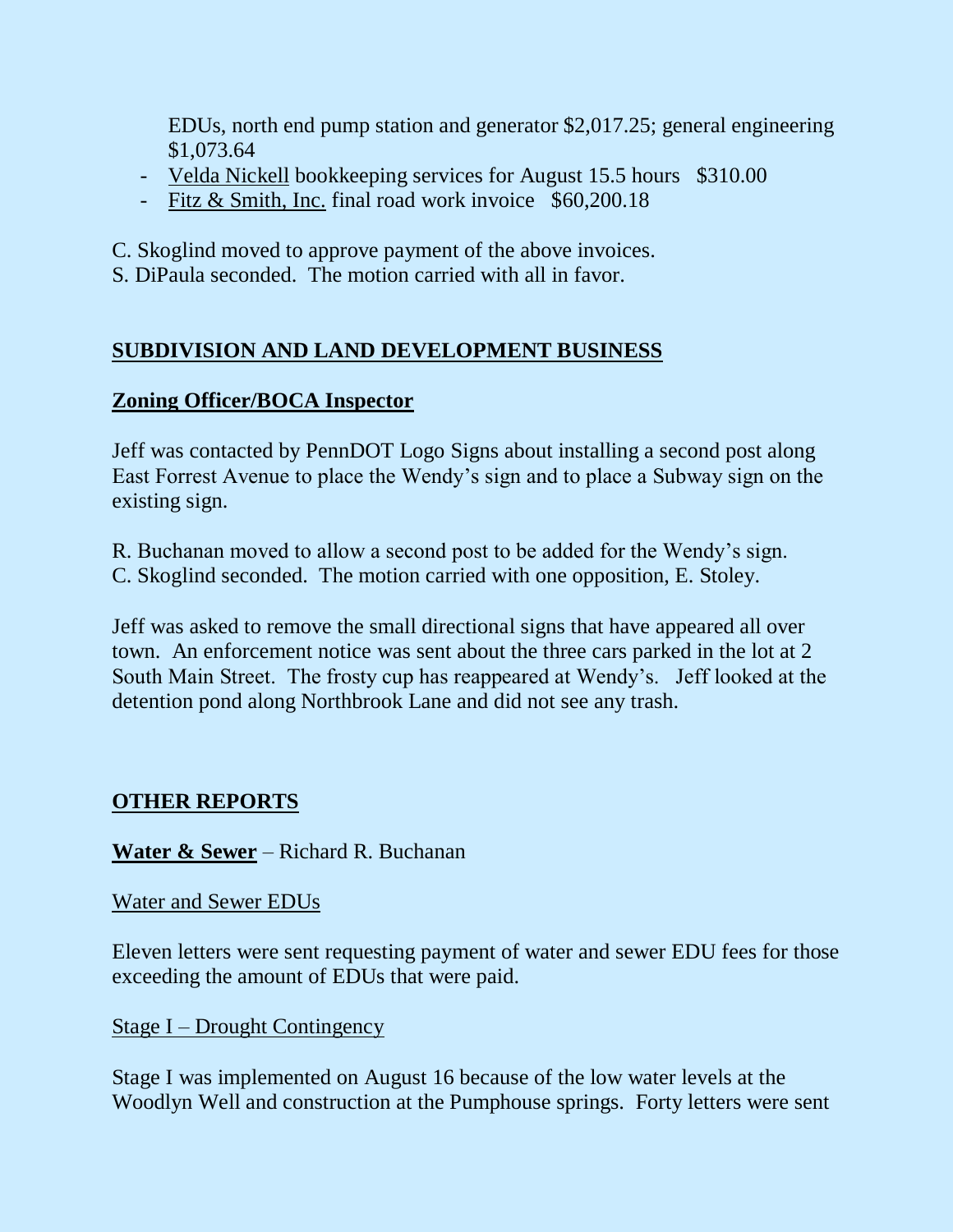EDUs, north end pump station and generator $2,017.25; general engineering $1,073.64

- Velda Nickell bookkeeping services for August 15.5 hours $310.00
- Fitz & Smith, Inc. final road work invoice $60,200.18

C. Skoglind moved to approve payment of the above invoices.
S. DiPaula seconded. The motion carried with all in favor.

## SUBDIVISION AND LAND DEVELOPMENT BUSINESS

### Zoning Officer/BOCA Inspector

Jeff was contacted by PennDOT Logo Signs about installing a second post along East Forrest Avenue to place the Wendy's sign and to place a Subway sign on the existing sign.

R. Buchanan moved to allow a second post to be added for the Wendy's sign.
C. Skoglind seconded. The motion carried with one opposition, E. Stoley.

Jeff was asked to remove the small directional signs that have appeared all over town. An enforcement notice was sent about the three cars parked in the lot at 2 South Main Street. The frosty cup has reappeared at Wendy's. Jeff looked at the detention pond along Northbrook Lane and did not see any trash.

## OTHER REPORTS

**Water & Sewer** – Richard R. Buchanan

Water and Sewer EDUs

Eleven letters were sent requesting payment of water and sewer EDU fees for those exceeding the amount of EDUs that were paid.

Stage I – Drought Contingency

Stage I was implemented on August 16 because of the low water levels at the Woodlyn Well and construction at the Pumphouse springs. Forty letters were sent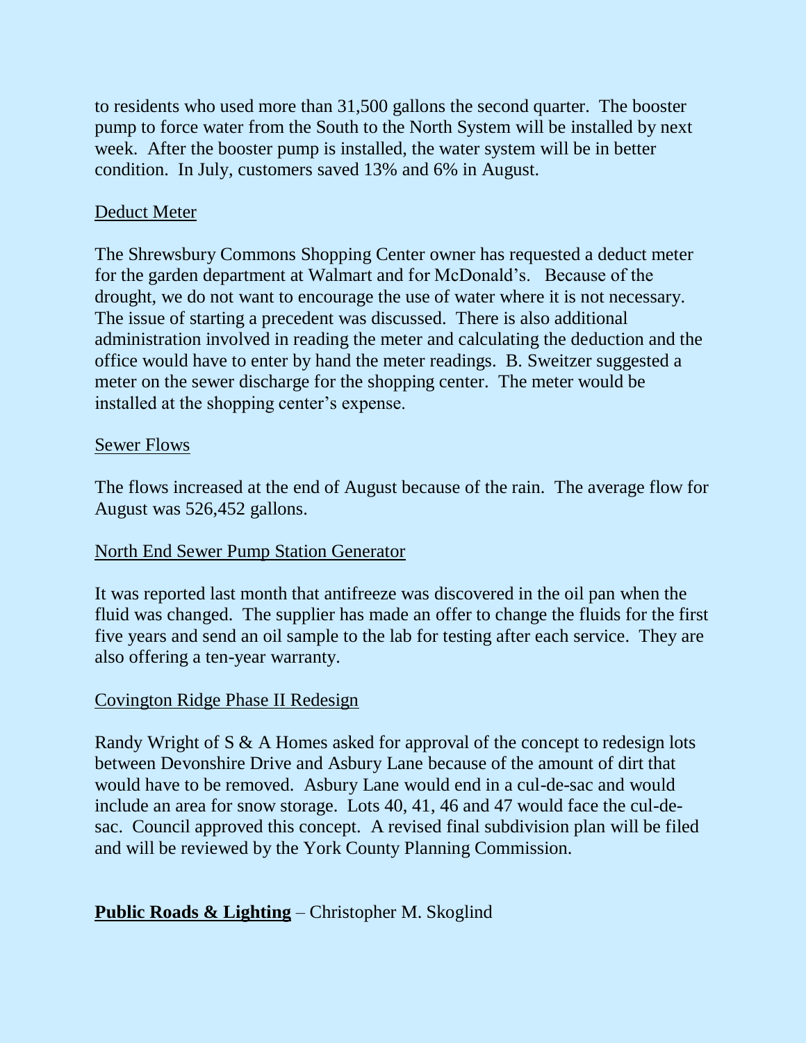to residents who used more than 31,500 gallons the second quarter. The booster pump to force water from the South to the North System will be installed by next week. After the booster pump is installed, the water system will be in better condition. In July, customers saved 13% and 6% in August.

Deduct Meter

The Shrewsbury Commons Shopping Center owner has requested a deduct meter for the garden department at Walmart and for McDonald's. Because of the drought, we do not want to encourage the use of water where it is not necessary. The issue of starting a precedent was discussed. There is also additional administration involved in reading the meter and calculating the deduction and the office would have to enter by hand the meter readings. B. Sweitzer suggested a meter on the sewer discharge for the shopping center. The meter would be installed at the shopping center's expense.

Sewer Flows

The flows increased at the end of August because of the rain. The average flow for August was 526,452 gallons.

North End Sewer Pump Station Generator

It was reported last month that antifreeze was discovered in the oil pan when the fluid was changed. The supplier has made an offer to change the fluids for the first five years and send an oil sample to the lab for testing after each service. They are also offering a ten-year warranty.

Covington Ridge Phase II Redesign

Randy Wright of S & A Homes asked for approval of the concept to redesign lots between Devonshire Drive and Asbury Lane because of the amount of dirt that would have to be removed. Asbury Lane would end in a cul-de-sac and would include an area for snow storage. Lots 40, 41, 46 and 47 would face the cul-de-sac. Council approved this concept. A revised final subdivision plan will be filed and will be reviewed by the York County Planning Commission.

**Public Roads & Lighting** – Christopher M. Skoglind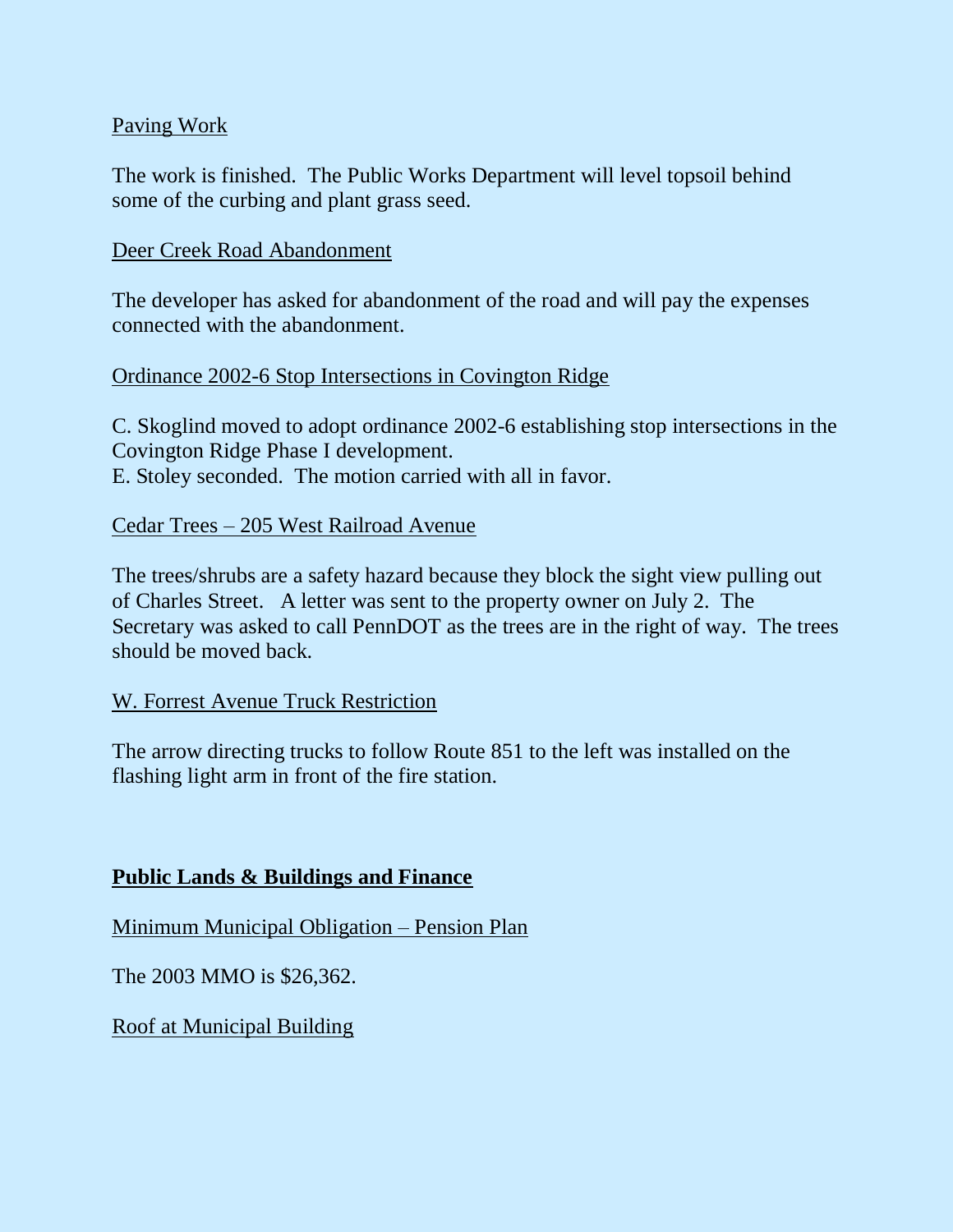Paving Work

The work is finished. The Public Works Department will level topsoil behind some of the curbing and plant grass seed.

Deer Creek Road Abandonment

The developer has asked for abandonment of the road and will pay the expenses connected with the abandonment.

Ordinance 2002-6 Stop Intersections in Covington Ridge

C. Skoglind moved to adopt ordinance 2002-6 establishing stop intersections in the Covington Ridge Phase I development.
E. Stoley seconded. The motion carried with all in favor.

Cedar Trees – 205 West Railroad Avenue

The trees/shrubs are a safety hazard because they block the sight view pulling out of Charles Street. A letter was sent to the property owner on July 2. The Secretary was asked to call PennDOT as the trees are in the right of way. The trees should be moved back.

W. Forrest Avenue Truck Restriction

The arrow directing trucks to follow Route 851 to the left was installed on the flashing light arm in front of the fire station.

## Public Lands & Buildings and Finance

Minimum Municipal Obligation – Pension Plan

The 2003 MMO is $26,362.

Roof at Municipal Building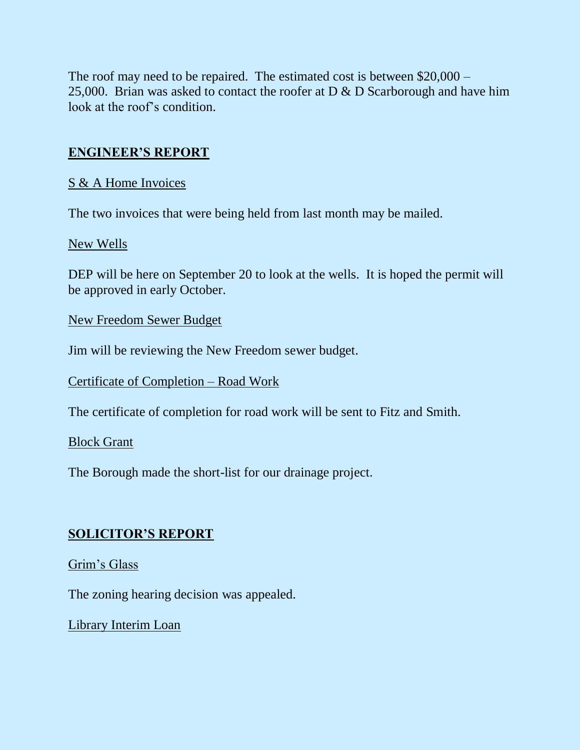The roof may need to be repaired. The estimated cost is between $20,000 – 25,000. Brian was asked to contact the roofer at D & D Scarborough and have him look at the roof's condition.

## ENGINEER'S REPORT

S & A Home Invoices

The two invoices that were being held from last month may be mailed.

New Wells

DEP will be here on September 20 to look at the wells. It is hoped the permit will be approved in early October.

New Freedom Sewer Budget

Jim will be reviewing the New Freedom sewer budget.

Certificate of Completion – Road Work

The certificate of completion for road work will be sent to Fitz and Smith.

Block Grant

The Borough made the short-list for our drainage project.

## SOLICITOR'S REPORT

Grim's Glass

The zoning hearing decision was appealed.

Library Interim Loan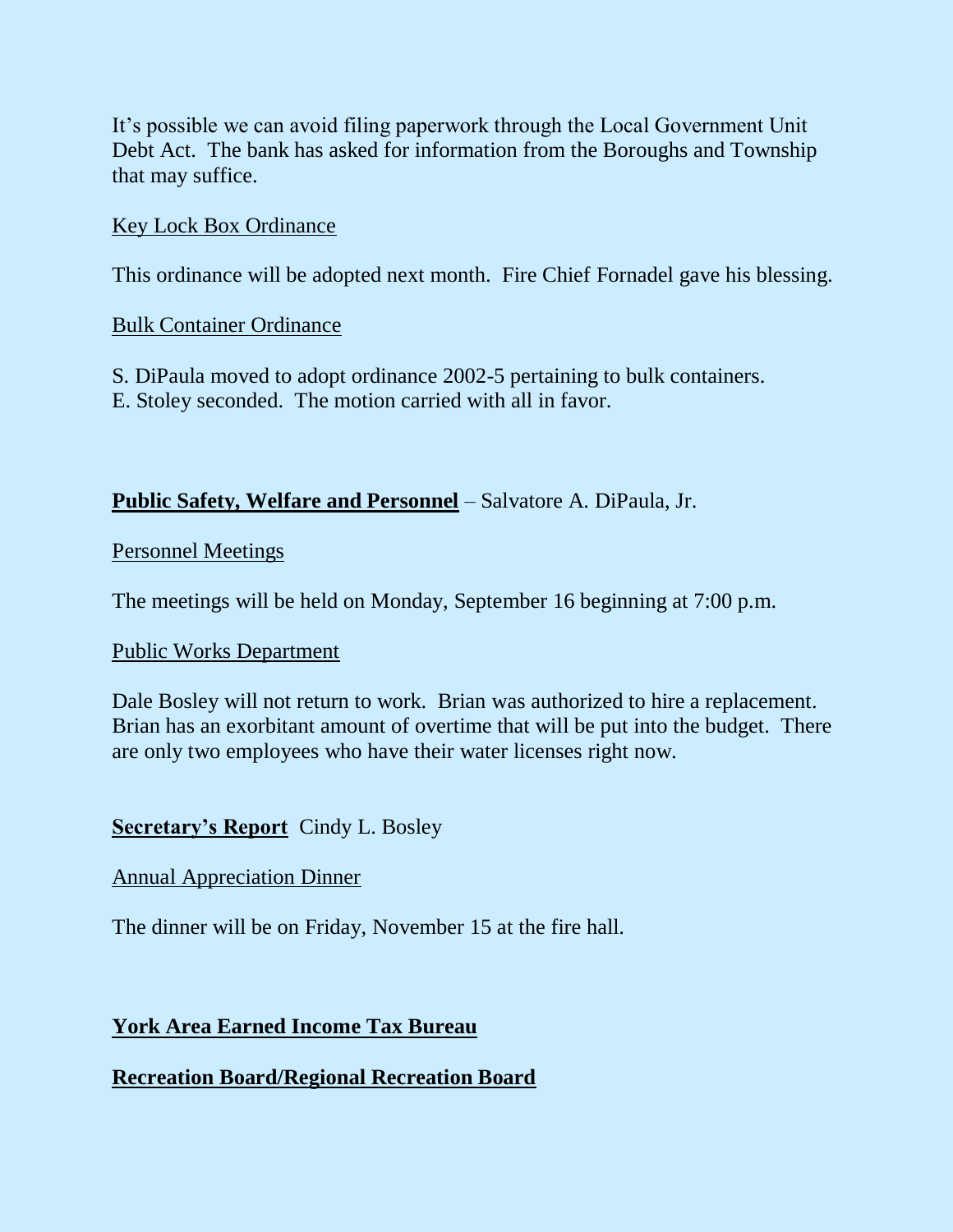It's possible we can avoid filing paperwork through the Local Government Unit Debt Act. The bank has asked for information from the Boroughs and Township that may suffice.

<u>Key Lock Box Ordinance</u>

This ordinance will be adopted next month. Fire Chief Fornadel gave his blessing.

<u>Bulk Container Ordinance</u>

S. DiPaula moved to adopt ordinance 2002-5 pertaining to bulk containers.
E. Stoley seconded. The motion carried with all in favor.

**<u>Public Safety, Welfare and Personnel</u>** – Salvatore A. DiPaula, Jr.

<u>Personnel Meetings</u>

The meetings will be held on Monday, September 16 beginning at 7:00 p.m.

<u>Public Works Department</u>

Dale Bosley will not return to work. Brian was authorized to hire a replacement. Brian has an exorbitant amount of overtime that will be put into the budget. There are only two employees who have their water licenses right now.

**<u>Secretary's Report</u>** Cindy L. Bosley

<u>Annual Appreciation Dinner</u>

The dinner will be on Friday, November 15 at the fire hall.

**<u>York Area Earned Income Tax Bureau</u>**

**<u>Recreation Board/Regional Recreation Board</u>**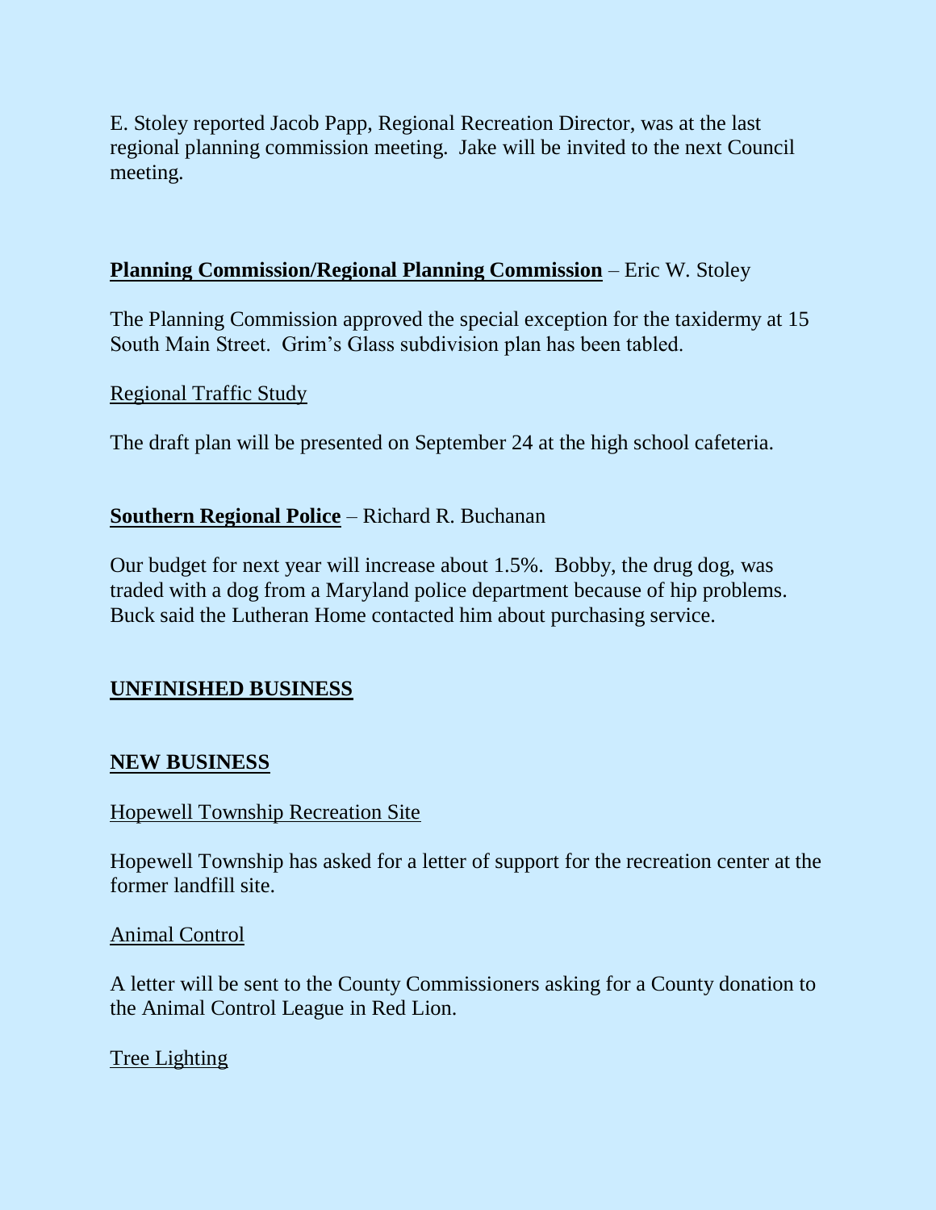E. Stoley reported Jacob Papp, Regional Recreation Director, was at the last regional planning commission meeting. Jake will be invited to the next Council meeting.

**Planning Commission/Regional Planning Commission** – Eric W. Stoley

The Planning Commission approved the special exception for the taxidermy at 15 South Main Street. Grim's Glass subdivision plan has been tabled.

Regional Traffic Study

The draft plan will be presented on September 24 at the high school cafeteria.

**Southern Regional Police** – Richard R. Buchanan

Our budget for next year will increase about 1.5%. Bobby, the drug dog, was traded with a dog from a Maryland police department because of hip problems. Buck said the Lutheran Home contacted him about purchasing service.

## UNFINISHED BUSINESS

## NEW BUSINESS

Hopewell Township Recreation Site

Hopewell Township has asked for a letter of support for the recreation center at the former landfill site.

Animal Control

A letter will be sent to the County Commissioners asking for a County donation to the Animal Control League in Red Lion.

Tree Lighting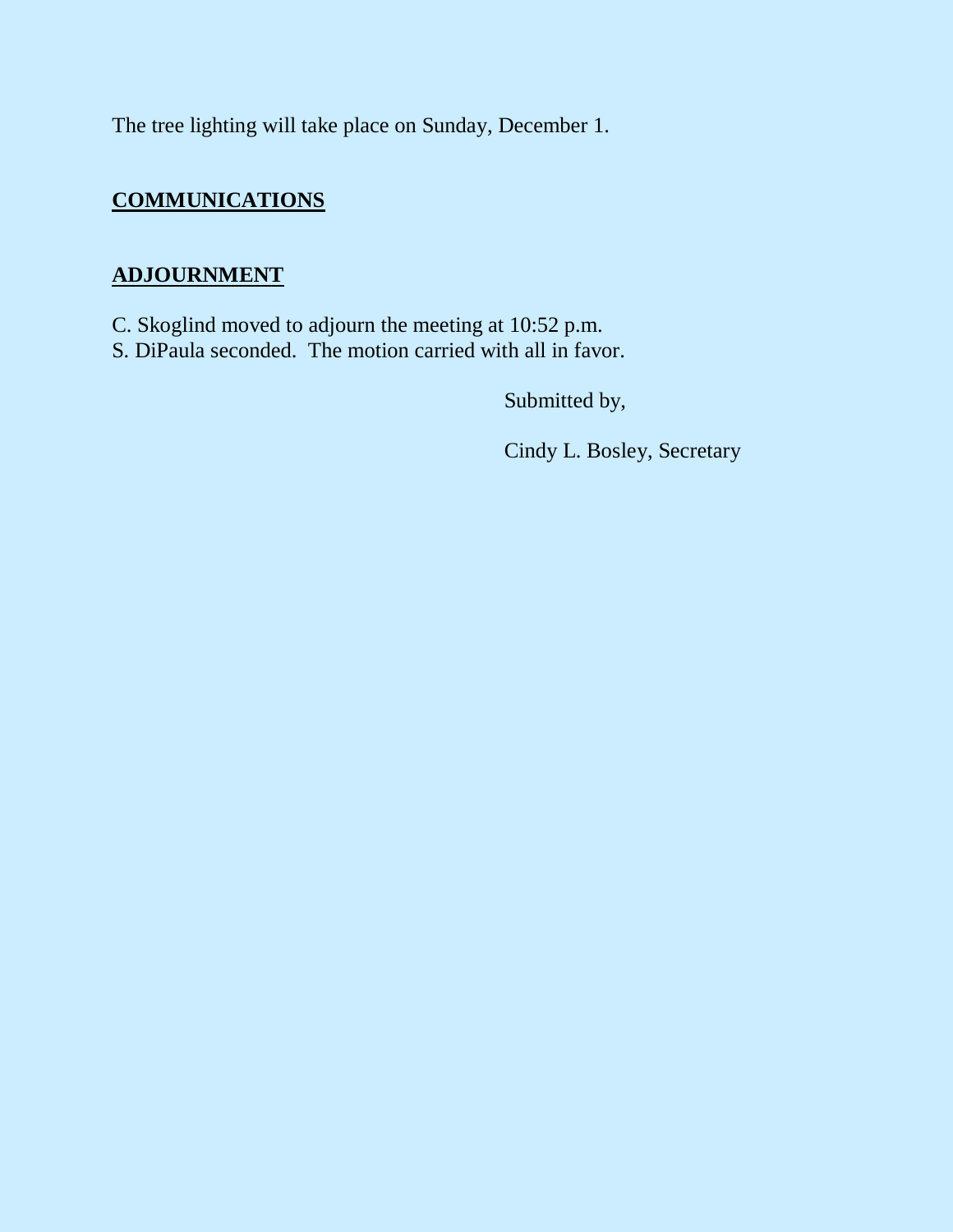The tree lighting will take place on Sunday, December 1.

## COMMUNICATIONS

## ADJOURNMENT

C. Skoglind moved to adjourn the meeting at 10:52 p.m.
S. DiPaula seconded. The motion carried with all in favor.

Submitted by,

Cindy L. Bosley, Secretary